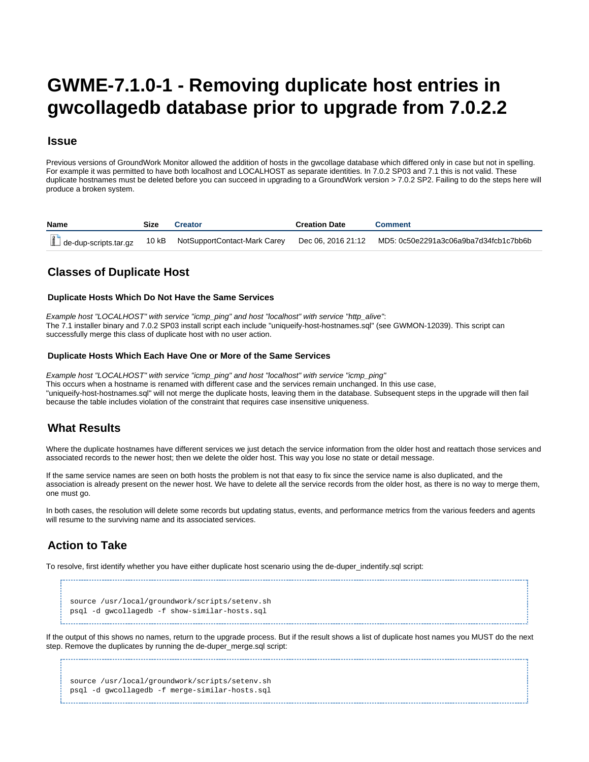# GWME-7.1.0-1 - Removing duplicate host entries in gwcollagedb database prior to upgrade from 7.0.2.2

## Issue

Previous versions of GroundWork Monitor allowed the addition of hosts in the gwcollage database which differed only in case but not in spelling. For example it was permitted to have both localhost and LOCALHOST as separate identities. In 7.0.2 SP03 and 7.1 this is not valid. These duplicate hostnames must be deleted before you can succeed in upgrading to a GroundWork version > 7.0.2 SP2. Failing to do the steps here will produce a broken system.

| Name | Size | Creator | Creation Date | Comment |
| --- | --- | --- | --- | --- |
| de-dup-scripts.tar.gz | 10 kB | NotSupportContact-Mark Carey | Dec 06, 2016 21:12 | MD5: 0c50e2291a3c06a9ba7d34fcb1c7bb6b |

## Classes of Duplicate Host

### Duplicate Hosts Which Do Not Have the Same Services

*Example host "LOCALHOST" with service "icmp_ping" and host "localhost" with service "http_alive":*
The 7.1 installer binary and 7.0.2 SP03 install script each include "uniqueify-host-hostnames.sql" (see GWMON-12039). This script can successfully merge this class of duplicate host with no user action.

### Duplicate Hosts Which Each Have One or More of the Same Services

*Example host "LOCALHOST" with service "icmp_ping" and host "localhost" with service "icmp_ping"*
This occurs when a hostname is renamed with different case and the services remain unchanged. In this use case, "uniqueify-host-hostnames.sql" will not merge the duplicate hosts, leaving them in the database. Subsequent steps in the upgrade will then fail because the table includes violation of the constraint that requires case insensitive uniqueness.

## What Results

Where the duplicate hostnames have different services we just detach the service information from the older host and reattach those services and associated records to the newer host; then we delete the older host. This way you lose no state or detail message.

If the same service names are seen on both hosts the problem is not that easy to fix since the service name is also duplicated, and the association is already present on the newer host. We have to delete all the service records from the older host, as there is no way to merge them, one must go.

In both cases, the resolution will delete some records but updating status, events, and performance metrics from the various feeders and agents will resume to the surviving name and its associated services.

## Action to Take

To resolve, first identify whether you have either duplicate host scenario using the de-duper_indentify.sql script:

```
source /usr/local/groundwork/scripts/setenv.sh
psql -d gwcollagedb -f show-similar-hosts.sql
```

If the output of this shows no names, return to the upgrade process. But if the result shows a list of duplicate host names you MUST do the next step. Remove the duplicates by running the de-duper_merge.sql script:

```
source /usr/local/groundwork/scripts/setenv.sh
psql -d gwcollagedb -f merge-similar-hosts.sql
```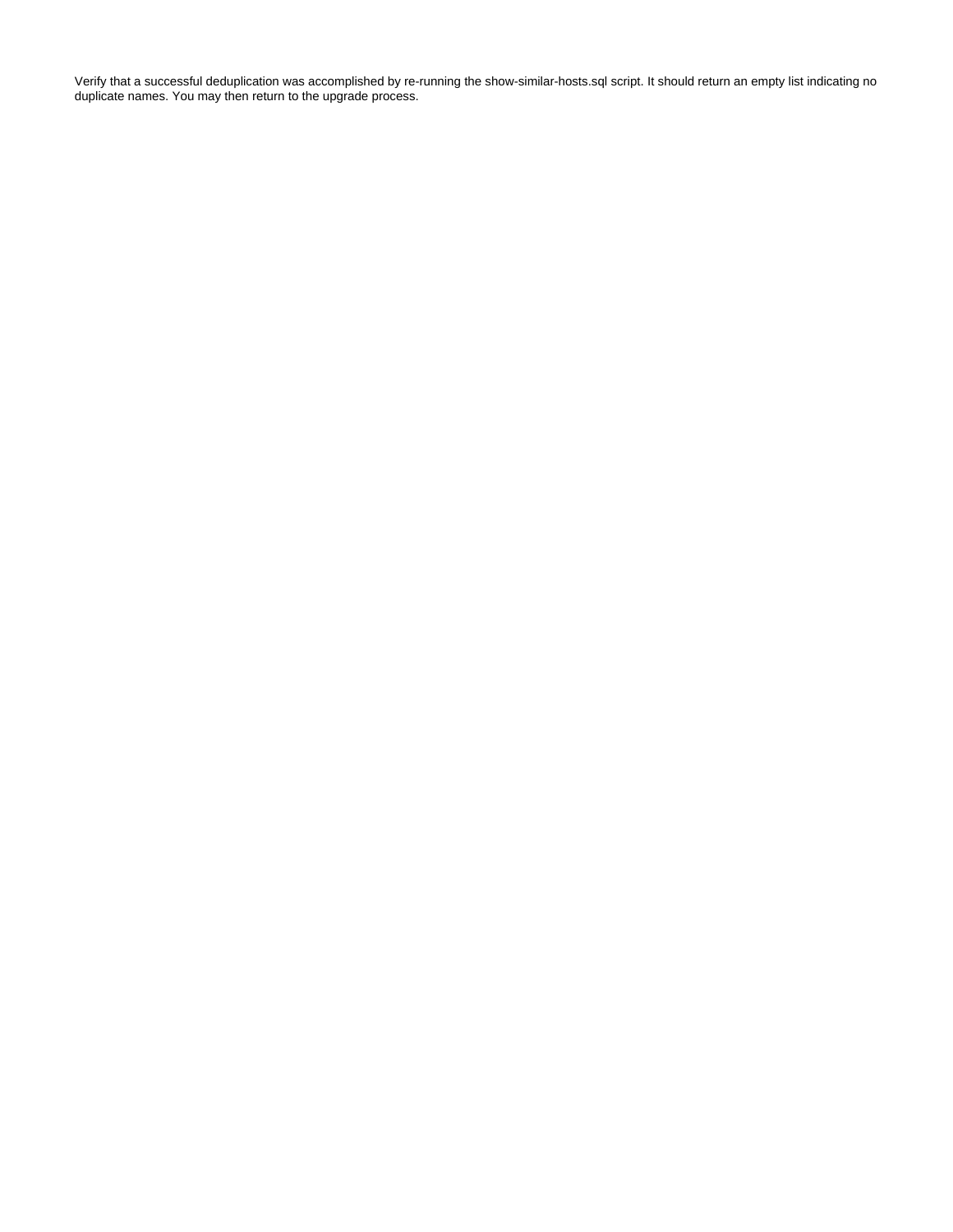Verify that a successful deduplication was accomplished by re-running the show-similar-hosts.sql script. It should return an empty list indicating no duplicate names. You may then return to the upgrade process.